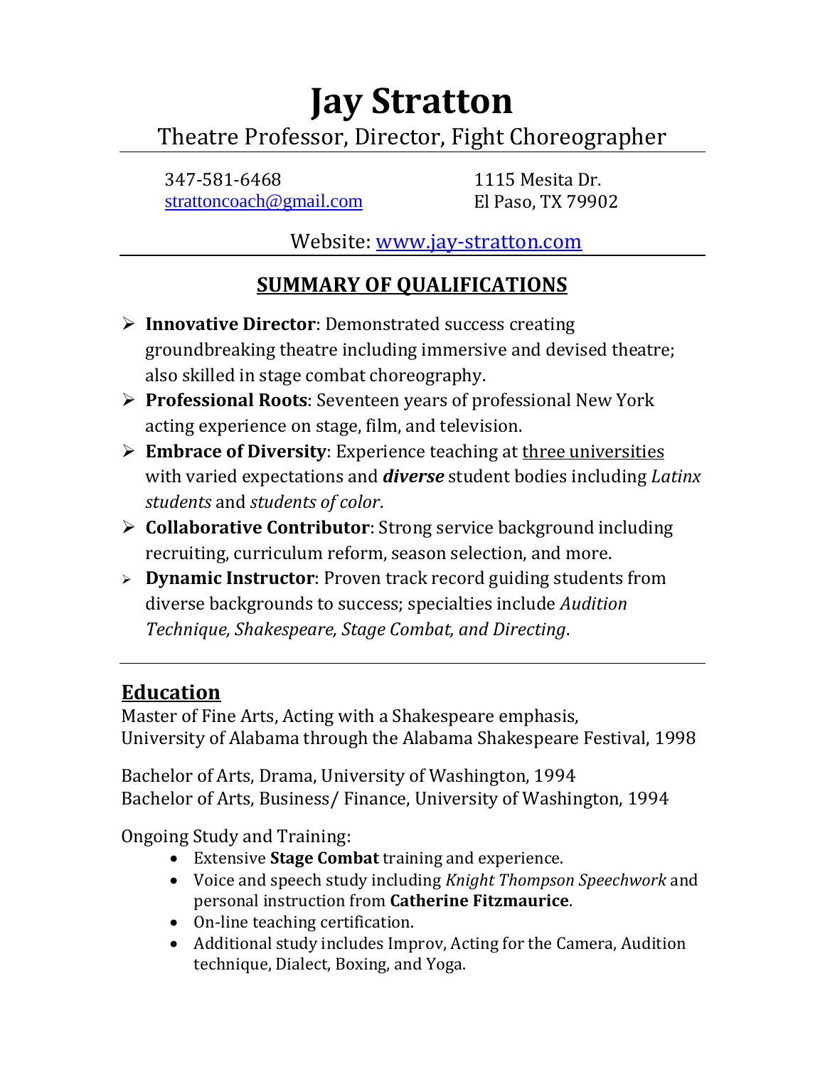# Jay Stratton

## Theatre Professor, Director, Fight Choreographer

347-581-6468
strattoncoach@gmail.com

1115 Mesita Dr.
El Paso, TX 79902

Website: www.jay-stratton.com

## SUMMARY OF QUALIFICATIONS

- **Innovative Director**: Demonstrated success creating groundbreaking theatre including immersive and devised theatre; also skilled in stage combat choreography.
- **Professional Roots**: Seventeen years of professional New York acting experience on stage, film, and television.
- **Embrace of Diversity**: Experience teaching at three universities with varied expectations and ***diverse*** student bodies including *Latinx students* and *students of color*.
- **Collaborative Contributor**: Strong service background including recruiting, curriculum reform, season selection, and more.
- **Dynamic Instructor**: Proven track record guiding students from diverse backgrounds to success; specialties include *Audition Technique, Shakespeare, Stage Combat, and Directing*.

## Education

Master of Fine Arts, Acting with a Shakespeare emphasis,
University of Alabama through the Alabama Shakespeare Festival, 1998

Bachelor of Arts, Drama, University of Washington, 1994
Bachelor of Arts, Business/ Finance, University of Washington, 1994

Ongoing Study and Training:

- Extensive **Stage Combat** training and experience.
- Voice and speech study including *Knight Thompson Speechwork* and personal instruction from **Catherine Fitzmaurice**.
- On-line teaching certification.
- Additional study includes Improv, Acting for the Camera, Audition technique, Dialect, Boxing, and Yoga.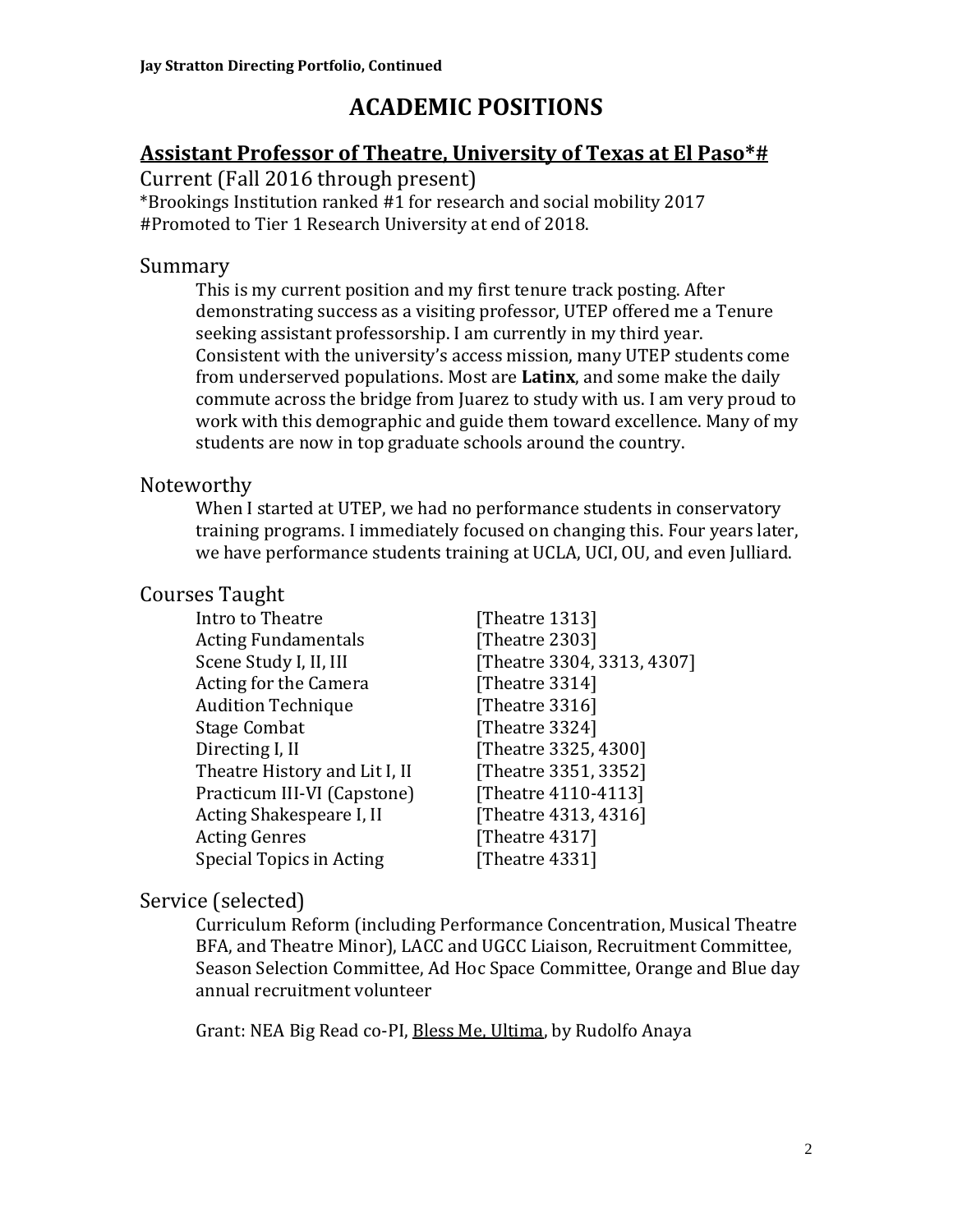# ACADEMIC POSITIONS

## Assistant Professor of Theatre, University of Texas at El Paso*#

Current (Fall 2016 through present)

*Brookings Institution ranked #1 for research and social mobility 2017
#Promoted to Tier 1 Research University at end of 2018.

### Summary

This is my current position and my first tenure track posting. After demonstrating success as a visiting professor, UTEP offered me a Tenure seeking assistant professorship. I am currently in my third year. Consistent with the university's access mission, many UTEP students come from underserved populations. Most are **Latinx**, and some make the daily commute across the bridge from Juarez to study with us. I am very proud to work with this demographic and guide them toward excellence. Many of my students are now in top graduate schools around the country.

### Noteworthy

When I started at UTEP, we had no performance students in conservatory training programs. I immediately focused on changing this. Four years later, we have performance students training at UCLA, UCI, OU, and even Julliard.

### Courses Taught

| Course | Number |
|---|---|
| Intro to Theatre | [Theatre 1313] |
| Acting Fundamentals | [Theatre 2303] |
| Scene Study I, II, III | [Theatre 3304, 3313, 4307] |
| Acting for the Camera | [Theatre 3314] |
| Audition Technique | [Theatre 3316] |
| Stage Combat | [Theatre 3324] |
| Directing I, II | [Theatre 3325, 4300] |
| Theatre History and Lit I, II | [Theatre 3351, 3352] |
| Practicum III-VI (Capstone) | [Theatre 4110-4113] |
| Acting Shakespeare I, II | [Theatre 4313, 4316] |
| Acting Genres | [Theatre 4317] |
| Special Topics in Acting | [Theatre 4331] |

### Service (selected)

Curriculum Reform (including Performance Concentration, Musical Theatre BFA, and Theatre Minor), LACC and UGCC Liaison, Recruitment Committee, Season Selection Committee, Ad Hoc Space Committee, Orange and Blue day annual recruitment volunteer

Grant: NEA Big Read co-PI, Bless Me, Ultima, by Rudolfo Anaya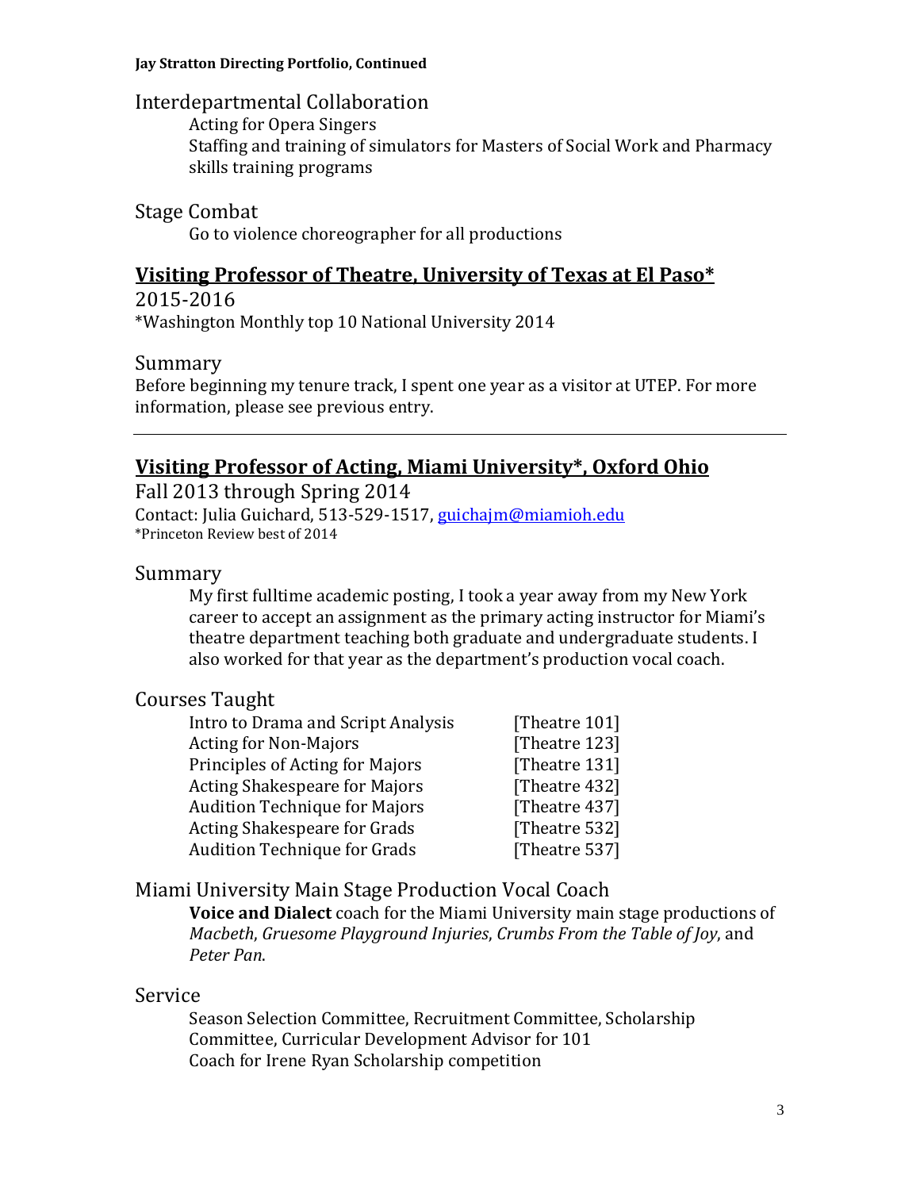## Interdepartmental Collaboration

Acting for Opera Singers
Staffing and training of simulators for Masters of Social Work and Pharmacy skills training programs

## Stage Combat

Go to violence choreographer for all productions

# **Visiting Professor of Theatre, University of Texas at El Paso***

2015-2016
*Washington Monthly top 10 National University 2014

## Summary

Before beginning my tenure track, I spent one year as a visitor at UTEP. For more information, please see previous entry.

---

# **Visiting Professor of Acting, Miami University*, Oxford Ohio**

Fall 2013 through Spring 2014
Contact: Julia Guichard, 513-529-1517, guichajm@miamioh.edu
*Princeton Review best of 2014

## Summary

My first fulltime academic posting, I took a year away from my New York career to accept an assignment as the primary acting instructor for Miami's theatre department teaching both graduate and undergraduate students. I also worked for that year as the department's production vocal coach.

## Courses Taught

| Course | Number |
| --- | --- |
| Intro to Drama and Script Analysis | [Theatre 101] |
| Acting for Non-Majors | [Theatre 123] |
| Principles of Acting for Majors | [Theatre 131] |
| Acting Shakespeare for Majors | [Theatre 432] |
| Audition Technique for Majors | [Theatre 437] |
| Acting Shakespeare for Grads | [Theatre 532] |
| Audition Technique for Grads | [Theatre 537] |

## Miami University Main Stage Production Vocal Coach

**Voice and Dialect** coach for the Miami University main stage productions of *Macbeth*, *Gruesome Playground Injuries*, *Crumbs From the Table of Joy*, and *Peter Pan*.

## Service

Season Selection Committee, Recruitment Committee, Scholarship Committee, Curricular Development Advisor for 101
Coach for Irene Ryan Scholarship competition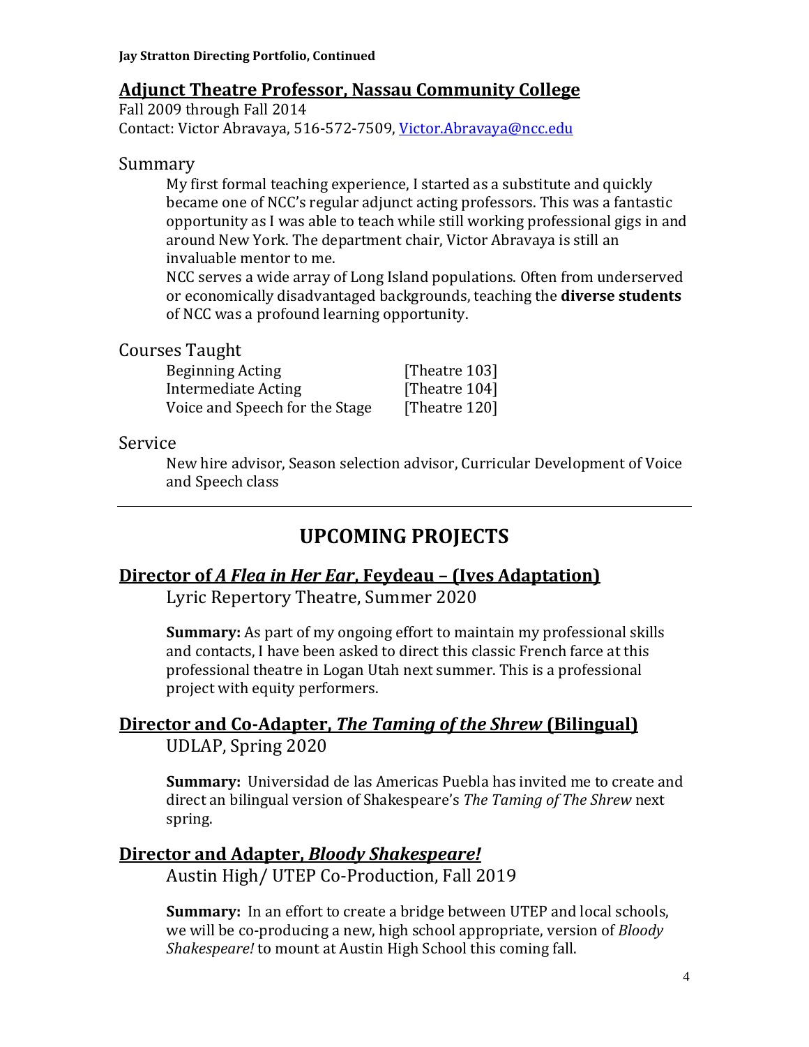## Adjunct Theatre Professor, Nassau Community College

Fall 2009 through Fall 2014
Contact: Victor Abravaya, 516-572-7509, Victor.Abravaya@ncc.edu

### Summary

My first formal teaching experience, I started as a substitute and quickly became one of NCC's regular adjunct acting professors. This was a fantastic opportunity as I was able to teach while still working professional gigs in and around New York. The department chair, Victor Abravaya is still an invaluable mentor to me.

NCC serves a wide array of Long Island populations. Often from underserved or economically disadvantaged backgrounds, teaching the **diverse students** of NCC was a profound learning opportunity.

### Courses Taught

| | |
|---|---|
| Beginning Acting | [Theatre 103] |
| Intermediate Acting | [Theatre 104] |
| Voice and Speech for the Stage | [Theatre 120] |

### Service

New hire advisor, Season selection advisor, Curricular Development of Voice and Speech class

---

# UPCOMING PROJECTS

## Director of *A Flea in Her Ear*, Feydeau – (Ives Adaptation)

Lyric Repertory Theatre, Summer 2020

**Summary:** As part of my ongoing effort to maintain my professional skills and contacts, I have been asked to direct this classic French farce at this professional theatre in Logan Utah next summer. This is a professional project with equity performers.

## Director and Co-Adapter, *The Taming of the Shrew* (Bilingual)

UDLAP, Spring 2020

**Summary:** Universidad de las Americas Puebla has invited me to create and direct an bilingual version of Shakespeare's *The Taming of The Shrew* next spring.

## Director and Adapter, *Bloody Shakespeare!*

Austin High/ UTEP Co-Production, Fall 2019

**Summary:** In an effort to create a bridge between UTEP and local schools, we will be co-producing a new, high school appropriate, version of *Bloody Shakespeare!* to mount at Austin High School this coming fall.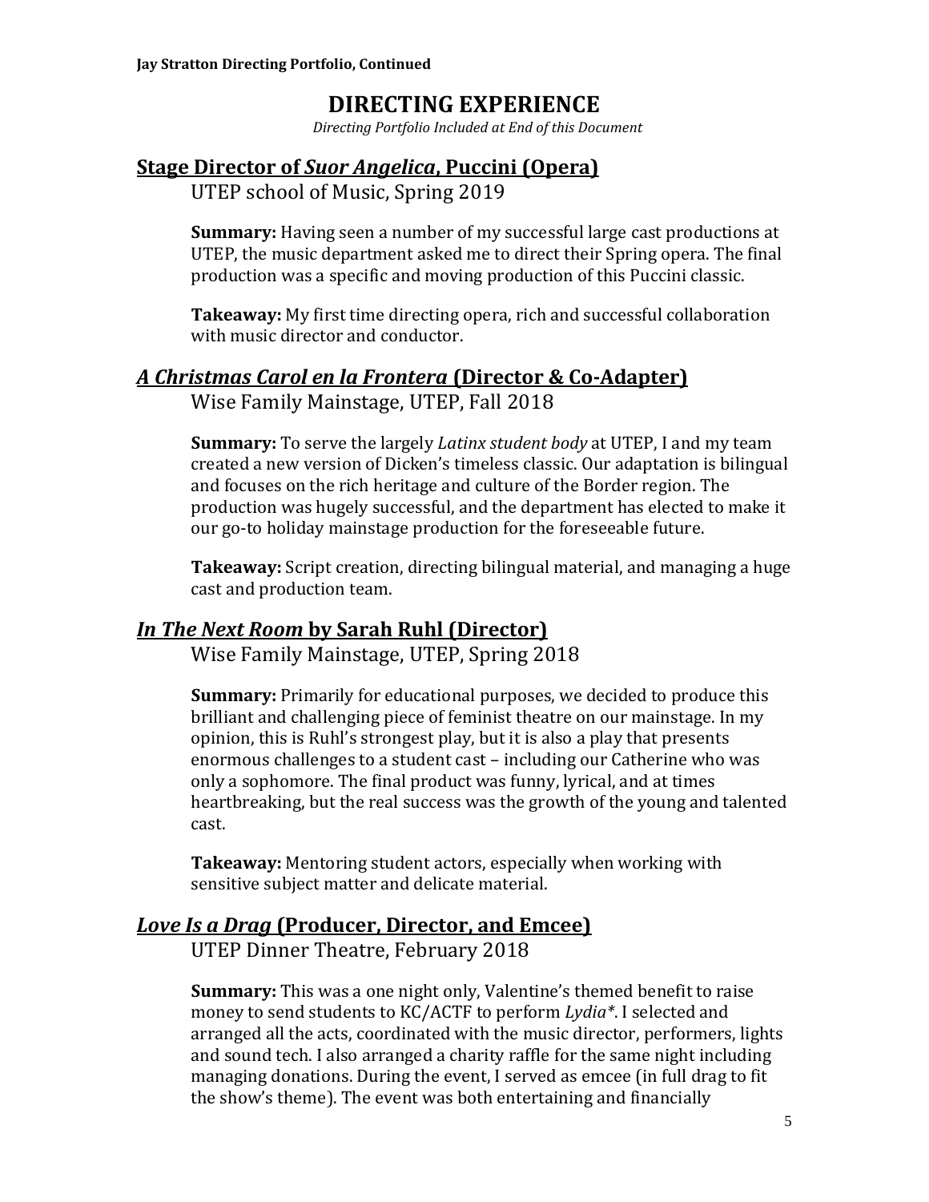# DIRECTING EXPERIENCE

*Directing Portfolio Included at End of this Document*

## Stage Director of *Suor Angelica*, Puccini (Opera)

UTEP school of Music, Spring 2019

**Summary:** Having seen a number of my successful large cast productions at UTEP, the music department asked me to direct their Spring opera. The final production was a specific and moving production of this Puccini classic.

**Takeaway:** My first time directing opera, rich and successful collaboration with music director and conductor.

## *A Christmas Carol en la Frontera* (Director & Co-Adapter)

Wise Family Mainstage, UTEP, Fall 2018

**Summary:** To serve the largely *Latinx student body* at UTEP, I and my team created a new version of Dicken's timeless classic. Our adaptation is bilingual and focuses on the rich heritage and culture of the Border region. The production was hugely successful, and the department has elected to make it our go-to holiday mainstage production for the foreseeable future.

**Takeaway:** Script creation, directing bilingual material, and managing a huge cast and production team.

## *In The Next Room* by Sarah Ruhl (Director)

Wise Family Mainstage, UTEP, Spring 2018

**Summary:** Primarily for educational purposes, we decided to produce this brilliant and challenging piece of feminist theatre on our mainstage. In my opinion, this is Ruhl's strongest play, but it is also a play that presents enormous challenges to a student cast – including our Catherine who was only a sophomore. The final product was funny, lyrical, and at times heartbreaking, but the real success was the growth of the young and talented cast.

**Takeaway:** Mentoring student actors, especially when working with sensitive subject matter and delicate material.

## *Love Is a Drag* (Producer, Director, and Emcee)

UTEP Dinner Theatre, February 2018

**Summary:** This was a one night only, Valentine's themed benefit to raise money to send students to KC/ACTF to perform *Lydia**. I selected and arranged all the acts, coordinated with the music director, performers, lights and sound tech. I also arranged a charity raffle for the same night including managing donations. During the event, I served as emcee (in full drag to fit the show's theme). The event was both entertaining and financially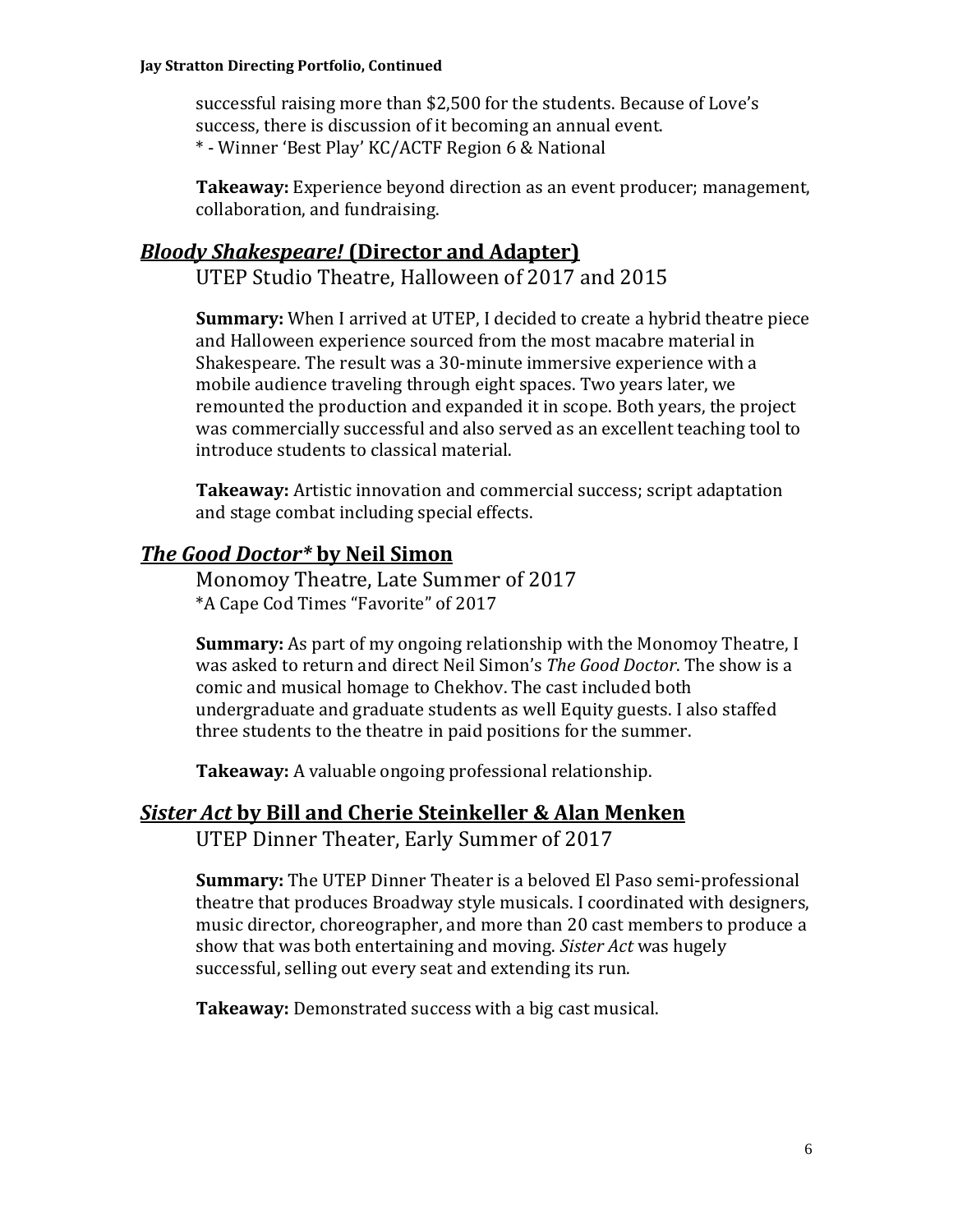successful raising more than $2,500 for the students. Because of Love's success, there is discussion of it becoming an annual event.
* - Winner 'Best Play' KC/ACTF Region 6 & National

**Takeaway:** Experience beyond direction as an event producer; management, collaboration, and fundraising.

## ***Bloody Shakespeare!* (Director and Adapter)**

UTEP Studio Theatre, Halloween of 2017 and 2015

**Summary:** When I arrived at UTEP, I decided to create a hybrid theatre piece and Halloween experience sourced from the most macabre material in Shakespeare. The result was a 30-minute immersive experience with a mobile audience traveling through eight spaces. Two years later, we remounted the production and expanded it in scope. Both years, the project was commercially successful and also served as an excellent teaching tool to introduce students to classical material.

**Takeaway:** Artistic innovation and commercial success; script adaptation and stage combat including special effects.

## ***The Good Doctor** by Neil Simon**

Monomoy Theatre, Late Summer of 2017
*A Cape Cod Times "Favorite" of 2017

**Summary:** As part of my ongoing relationship with the Monomoy Theatre, I was asked to return and direct Neil Simon's *The Good Doctor*. The show is a comic and musical homage to Chekhov. The cast included both undergraduate and graduate students as well Equity guests. I also staffed three students to the theatre in paid positions for the summer.

**Takeaway:** A valuable ongoing professional relationship.

## ***Sister Act* by Bill and Cherie Steinkeller & Alan Menken**

UTEP Dinner Theater, Early Summer of 2017

**Summary:** The UTEP Dinner Theater is a beloved El Paso semi-professional theatre that produces Broadway style musicals. I coordinated with designers, music director, choreographer, and more than 20 cast members to produce a show that was both entertaining and moving. *Sister Act* was hugely successful, selling out every seat and extending its run.

**Takeaway:** Demonstrated success with a big cast musical.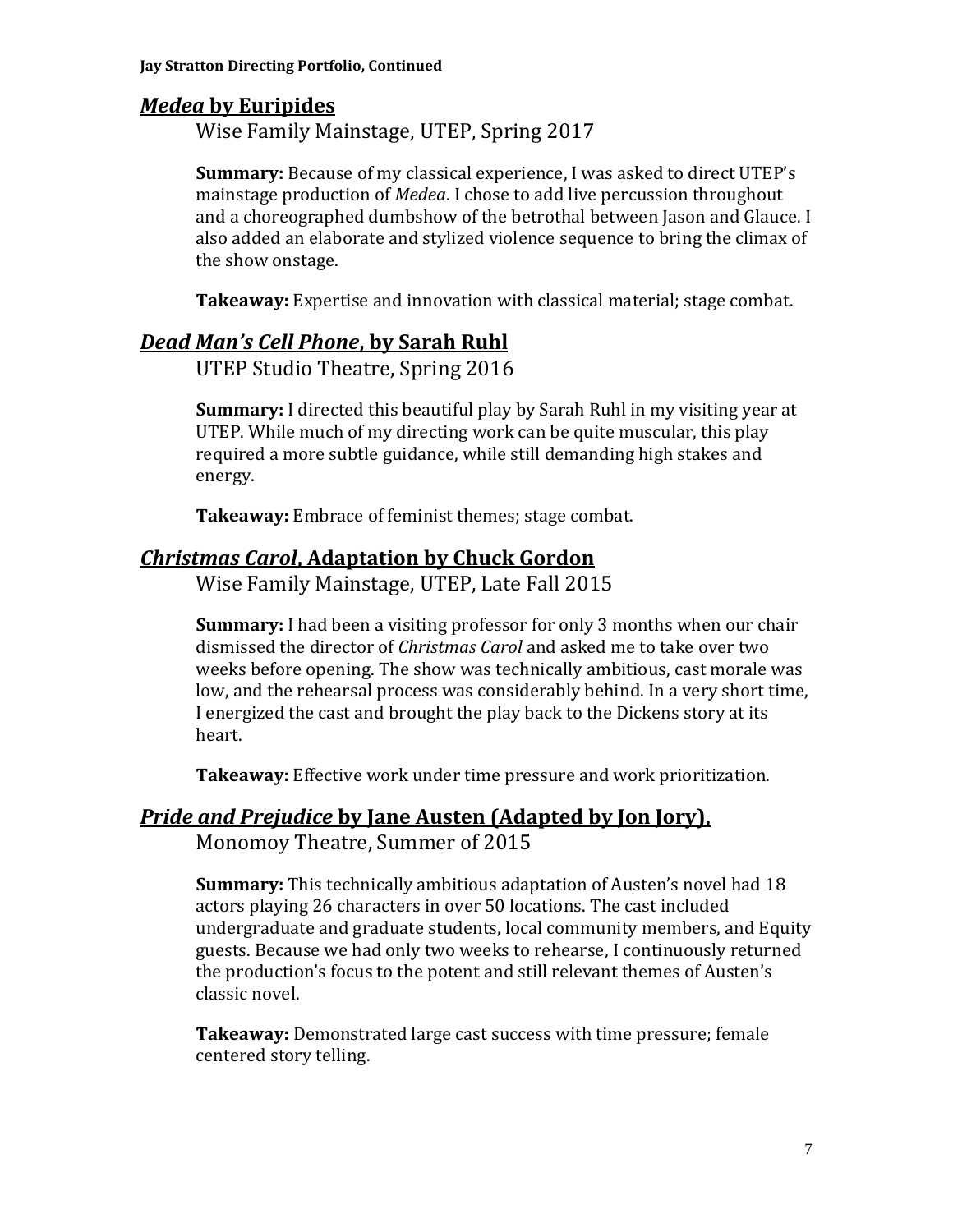## ***Medea* by Euripides**

Wise Family Mainstage, UTEP, Spring 2017

**Summary:** Because of my classical experience, I was asked to direct UTEP's mainstage production of *Medea*. I chose to add live percussion throughout and a choreographed dumbshow of the betrothal between Jason and Glauce. I also added an elaborate and stylized violence sequence to bring the climax of the show onstage.

**Takeaway:** Expertise and innovation with classical material; stage combat.

## ***Dead Man's Cell Phone*, by Sarah Ruhl**

UTEP Studio Theatre, Spring 2016

**Summary:** I directed this beautiful play by Sarah Ruhl in my visiting year at UTEP. While much of my directing work can be quite muscular, this play required a more subtle guidance, while still demanding high stakes and energy.

**Takeaway:** Embrace of feminist themes; stage combat.

## ***Christmas Carol*, Adaptation by Chuck Gordon**

Wise Family Mainstage, UTEP, Late Fall 2015

**Summary:** I had been a visiting professor for only 3 months when our chair dismissed the director of *Christmas Carol* and asked me to take over two weeks before opening. The show was technically ambitious, cast morale was low, and the rehearsal process was considerably behind. In a very short time, I energized the cast and brought the play back to the Dickens story at its heart.

**Takeaway:** Effective work under time pressure and work prioritization.

## ***Pride and Prejudice* by Jane Austen (Adapted by Jon Jory),**

Monomoy Theatre, Summer of 2015

**Summary:** This technically ambitious adaptation of Austen's novel had 18 actors playing 26 characters in over 50 locations. The cast included undergraduate and graduate students, local community members, and Equity guests. Because we had only two weeks to rehearse, I continuously returned the production's focus to the potent and still relevant themes of Austen's classic novel.

**Takeaway:** Demonstrated large cast success with time pressure; female centered story telling.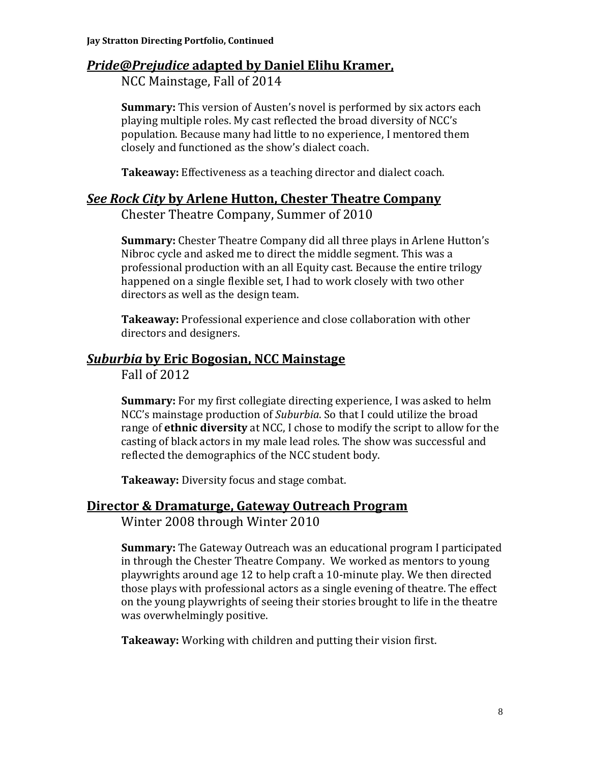## ***Pride@Prejudice* adapted by Daniel Elihu Kramer,**

NCC Mainstage, Fall of 2014

**Summary:** This version of Austen's novel is performed by six actors each playing multiple roles. My cast reflected the broad diversity of NCC's population. Because many had little to no experience, I mentored them closely and functioned as the show's dialect coach.

**Takeaway:** Effectiveness as a teaching director and dialect coach.

## ***See Rock City* by Arlene Hutton, Chester Theatre Company**

Chester Theatre Company, Summer of 2010

**Summary:** Chester Theatre Company did all three plays in Arlene Hutton's Nibroc cycle and asked me to direct the middle segment. This was a professional production with an all Equity cast. Because the entire trilogy happened on a single flexible set, I had to work closely with two other directors as well as the design team.

**Takeaway:** Professional experience and close collaboration with other directors and designers.

## ***Suburbia* by Eric Bogosian, NCC Mainstage**

Fall of 2012

**Summary:** For my first collegiate directing experience, I was asked to helm NCC's mainstage production of *Suburbia*. So that I could utilize the broad range of **ethnic diversity** at NCC, I chose to modify the script to allow for the casting of black actors in my male lead roles. The show was successful and reflected the demographics of the NCC student body.

**Takeaway:** Diversity focus and stage combat.

## **Director & Dramaturge, Gateway Outreach Program**

Winter 2008 through Winter 2010

**Summary:** The Gateway Outreach was an educational program I participated in through the Chester Theatre Company. We worked as mentors to young playwrights around age 12 to help craft a 10-minute play. We then directed those plays with professional actors as a single evening of theatre. The effect on the young playwrights of seeing their stories brought to life in the theatre was overwhelmingly positive.

**Takeaway:** Working with children and putting their vision first.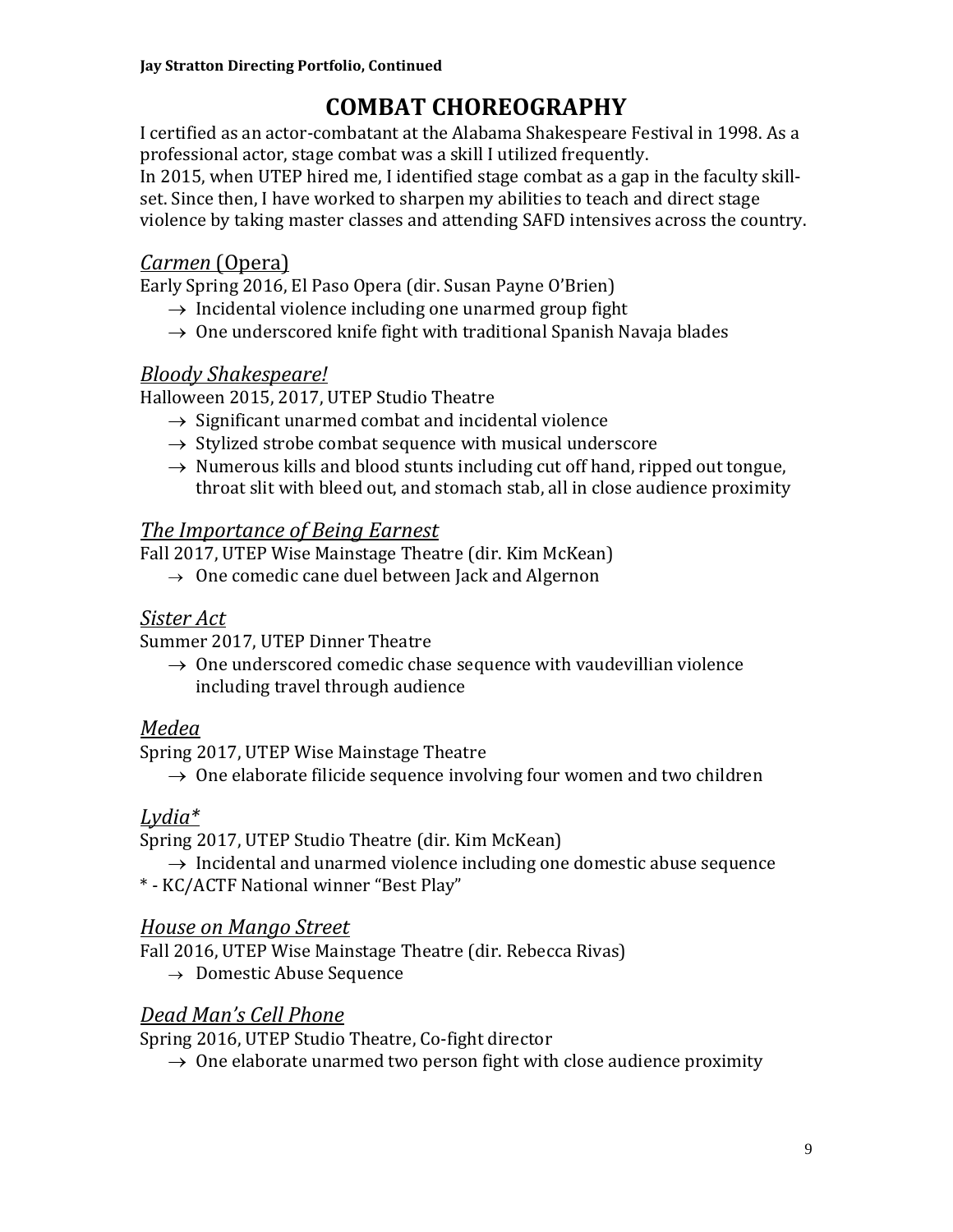# COMBAT CHOREOGRAPHY

I certified as an actor-combatant at the Alabama Shakespeare Festival in 1998. As a professional actor, stage combat was a skill I utilized frequently.
In 2015, when UTEP hired me, I identified stage combat as a gap in the faculty skill-set. Since then, I have worked to sharpen my abilities to teach and direct stage violence by taking master classes and attending SAFD intensives across the country.

## *Carmen* (Opera)

Early Spring 2016, El Paso Opera (dir. Susan Payne O'Brien)

- → Incidental violence including one unarmed group fight
- → One underscored knife fight with traditional Spanish Navaja blades

## *Bloody Shakespeare!*

Halloween 2015, 2017, UTEP Studio Theatre

- → Significant unarmed combat and incidental violence
- → Stylized strobe combat sequence with musical underscore
- → Numerous kills and blood stunts including cut off hand, ripped out tongue, throat slit with bleed out, and stomach stab, all in close audience proximity

## *The Importance of Being Earnest*

Fall 2017, UTEP Wise Mainstage Theatre (dir. Kim McKean)

- → One comedic cane duel between Jack and Algernon

## *Sister Act*

Summer 2017, UTEP Dinner Theatre

- → One underscored comedic chase sequence with vaudevillian violence including travel through audience

## *Medea*

Spring 2017, UTEP Wise Mainstage Theatre

- → One elaborate filicide sequence involving four women and two children

## *Lydia**

Spring 2017, UTEP Studio Theatre (dir. Kim McKean)

- → Incidental and unarmed violence including one domestic abuse sequence

\* - KC/ACTF National winner "Best Play"

## *House on Mango Street*

Fall 2016, UTEP Wise Mainstage Theatre (dir. Rebecca Rivas)

- → Domestic Abuse Sequence

## *Dead Man's Cell Phone*

Spring 2016, UTEP Studio Theatre, Co-fight director

- → One elaborate unarmed two person fight with close audience proximity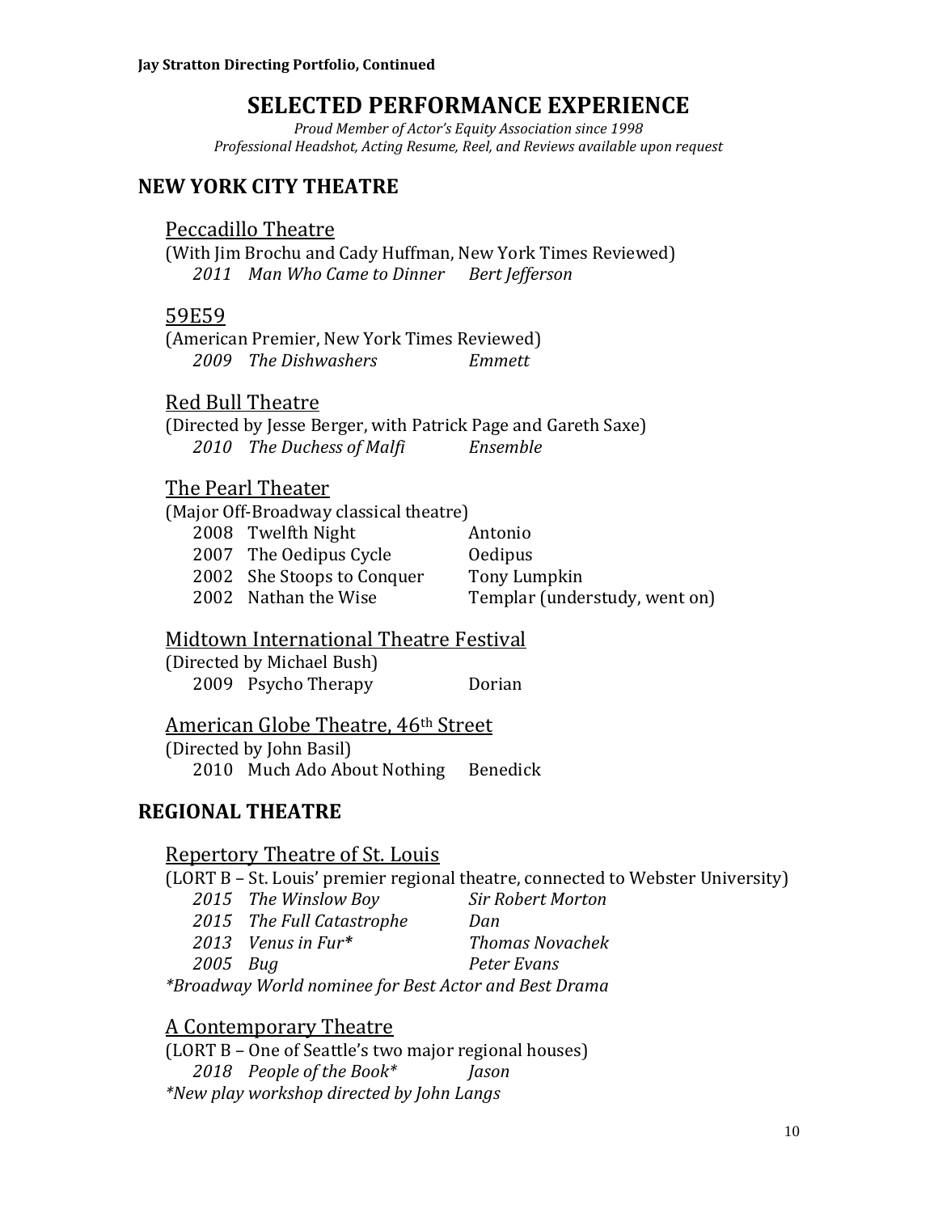# SELECTED PERFORMANCE EXPERIENCE

*Proud Member of Actor's Equity Association since 1998*
*Professional Headshot, Acting Resume, Reel, and Reviews available upon request*

## NEW YORK CITY THEATRE

### Peccadillo Theatre

(With Jim Brochu and Cady Huffman, New York Times Reviewed)

| | | |
|---|---|---|
| *2011* | *Man Who Came to Dinner* | *Bert Jefferson* |

### 59E59

(American Premier, New York Times Reviewed)

| | | |
|---|---|---|
| *2009* | *The Dishwashers* | *Emmett* |

### Red Bull Theatre

(Directed by Jesse Berger, with Patrick Page and Gareth Saxe)

| | | |
|---|---|---|
| *2010* | *The Duchess of Malfi* | *Ensemble* |

### The Pearl Theater

(Major Off-Broadway classical theatre)

| | | |
|---|---|---|
| 2008 | Twelfth Night | Antonio |
| 2007 | The Oedipus Cycle | Oedipus |
| 2002 | She Stoops to Conquer | Tony Lumpkin |
| 2002 | Nathan the Wise | Templar (understudy, went on) |

### Midtown International Theatre Festival

(Directed by Michael Bush)

| | | |
|---|---|---|
| 2009 | Psycho Therapy | Dorian |

### American Globe Theatre, 46th Street

(Directed by John Basil)

| | | |
|---|---|---|
| 2010 | Much Ado About Nothing | Benedick |

## REGIONAL THEATRE

### Repertory Theatre of St. Louis

(LORT B – St. Louis' premier regional theatre, connected to Webster University)

| | | |
|---|---|---|
| *2015* | *The Winslow Boy* | *Sir Robert Morton* |
| *2015* | *The Full Catastrophe* | *Dan* |
| *2013* | *Venus in Fur** | *Thomas Novachek* |
| *2005* | *Bug* | *Peter Evans* |

*\*Broadway World nominee for Best Actor and Best Drama*

### A Contemporary Theatre

(LORT B – One of Seattle's two major regional houses)

| | | |
|---|---|---|
| *2018* | *People of the Book** | *Jason* |

*\*New play workshop directed by John Langs*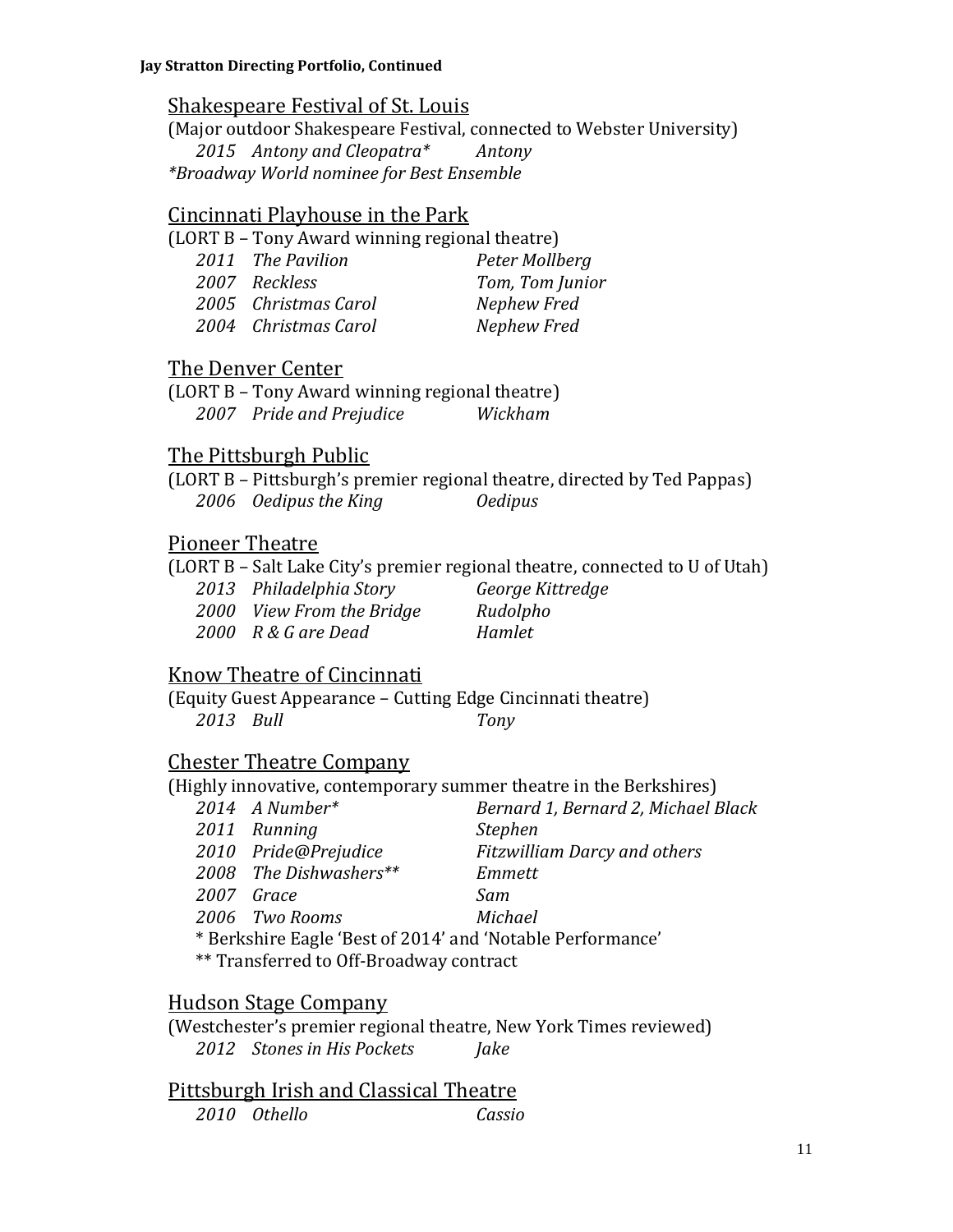**Jay Stratton Directing Portfolio, Continued**

## Shakespeare Festival of St. Louis

(Major outdoor Shakespeare Festival, connected to Webster University)

| | | |
|---|---|---|
| *2015* | *Antony and Cleopatra** | *Antony* |

**Broadway World nominee for Best Ensemble*

## Cincinnati Playhouse in the Park

(LORT B – Tony Award winning regional theatre)

| | | |
|---|---|---|
| *2011* | *The Pavilion* | *Peter Mollberg* |
| *2007* | *Reckless* | *Tom, Tom Junior* |
| *2005* | *Christmas Carol* | *Nephew Fred* |
| *2004* | *Christmas Carol* | *Nephew Fred* |

## The Denver Center

(LORT B – Tony Award winning regional theatre)

| | | |
|---|---|---|
| *2007* | *Pride and Prejudice* | *Wickham* |

## The Pittsburgh Public

(LORT B – Pittsburgh's premier regional theatre, directed by Ted Pappas)

| | | |
|---|---|---|
| *2006* | *Oedipus the King* | *Oedipus* |

## Pioneer Theatre

(LORT B – Salt Lake City's premier regional theatre, connected to U of Utah)

| | | |
|---|---|---|
| *2013* | *Philadelphia Story* | *George Kittredge* |
| *2000* | *View From the Bridge* | *Rudolpho* |
| *2000* | *R & G are Dead* | *Hamlet* |

## Know Theatre of Cincinnati

(Equity Guest Appearance – Cutting Edge Cincinnati theatre)

| | | |
|---|---|---|
| *2013* | *Bull* | *Tony* |

## Chester Theatre Company

(Highly innovative, contemporary summer theatre in the Berkshires)

| | | |
|---|---|---|
| *2014* | *A Number** | *Bernard 1, Bernard 2, Michael Black* |
| *2011* | *Running* | *Stephen* |
| *2010* | *Pride@Prejudice* | *Fitzwilliam Darcy and others* |
| *2008* | *The Dishwashers*** | *Emmett* |
| *2007* | *Grace* | *Sam* |
| *2006* | *Two Rooms* | *Michael* |

* Berkshire Eagle 'Best of 2014' and 'Notable Performance'

** Transferred to Off-Broadway contract

## Hudson Stage Company

(Westchester's premier regional theatre, New York Times reviewed)

| | | |
|---|---|---|
| *2012* | *Stones in His Pockets* | *Jake* |

## Pittsburgh Irish and Classical Theatre

| | | |
|---|---|---|
| *2010* | *Othello* | *Cassio* |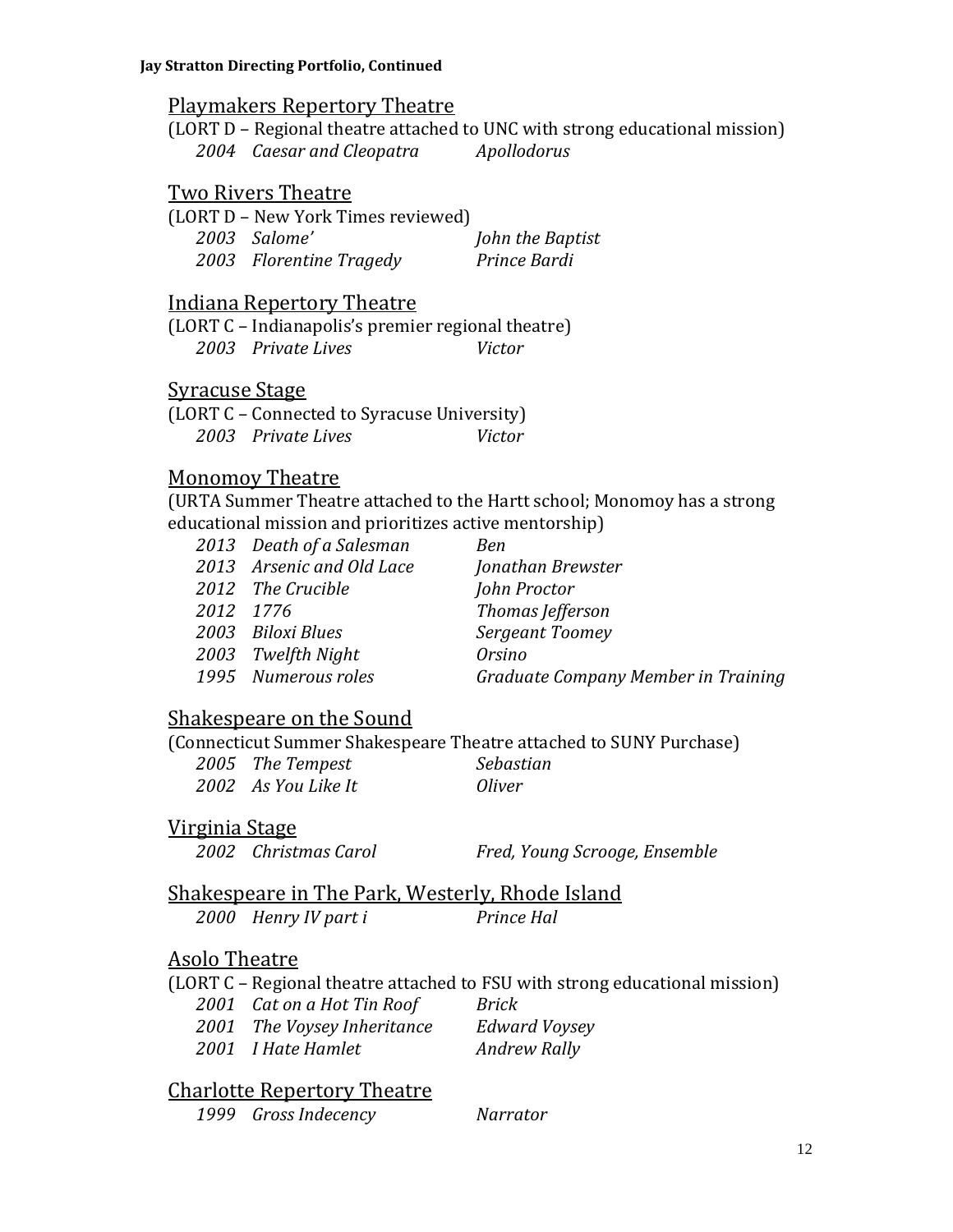**Jay Stratton Directing Portfolio, Continued**

## Playmakers Repertory Theatre

(LORT D – Regional theatre attached to UNC with strong educational mission)

| | | |
|---|---|---|
| *2004* | *Caesar and Cleopatra* | *Apollodorus* |

## Two Rivers Theatre

(LORT D – New York Times reviewed)

| | | |
|---|---|---|
| *2003* | *Salome'* | *John the Baptist* |
| *2003* | *Florentine Tragedy* | *Prince Bardi* |

## Indiana Repertory Theatre

(LORT C – Indianapolis's premier regional theatre)

| | | |
|---|---|---|
| *2003* | *Private Lives* | *Victor* |

## Syracuse Stage

(LORT C – Connected to Syracuse University)

| | | |
|---|---|---|
| *2003* | *Private Lives* | *Victor* |

## Monomoy Theatre

(URTA Summer Theatre attached to the Hartt school; Monomoy has a strong educational mission and prioritizes active mentorship)

| | | |
|---|---|---|
| *2013* | *Death of a Salesman* | *Ben* |
| *2013* | *Arsenic and Old Lace* | *Jonathan Brewster* |
| *2012* | *The Crucible* | *John Proctor* |
| *2012* | *1776* | *Thomas Jefferson* |
| *2003* | *Biloxi Blues* | *Sergeant Toomey* |
| *2003* | *Twelfth Night* | *Orsino* |
| *1995* | *Numerous roles* | *Graduate Company Member in Training* |

## Shakespeare on the Sound

(Connecticut Summer Shakespeare Theatre attached to SUNY Purchase)

| | | |
|---|---|---|
| *2005* | *The Tempest* | *Sebastian* |
| *2002* | *As You Like It* | *Oliver* |

## Virginia Stage

| | | |
|---|---|---|
| *2002* | *Christmas Carol* | *Fred, Young Scrooge, Ensemble* |

## Shakespeare in The Park, Westerly, Rhode Island

| | | |
|---|---|---|
| *2000* | *Henry IV part i* | *Prince Hal* |

## Asolo Theatre

(LORT C – Regional theatre attached to FSU with strong educational mission)

| | | |
|---|---|---|
| *2001* | *Cat on a Hot Tin Roof* | *Brick* |
| *2001* | *The Voysey Inheritance* | *Edward Voysey* |
| *2001* | *I Hate Hamlet* | *Andrew Rally* |

## Charlotte Repertory Theatre

| | | |
|---|---|---|
| *1999* | *Gross Indecency* | *Narrator* |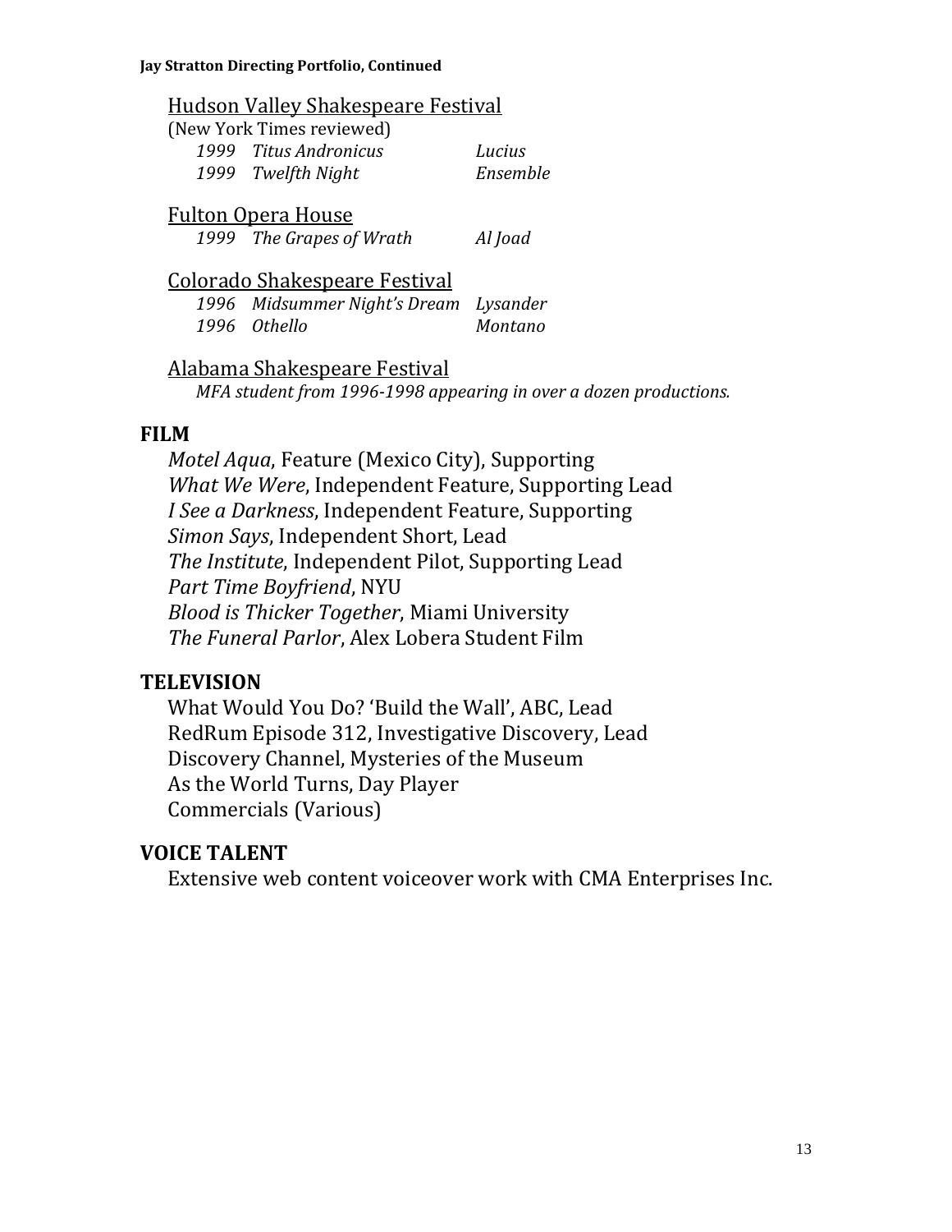Hudson Valley Shakespeare Festival

(New York Times reviewed)

| | | |
|---|---|---|
| *1999* | *Titus Andronicus* | *Lucius* |
| *1999* | *Twelfth Night* | *Ensemble* |

Fulton Opera House

| | | |
|---|---|---|
| *1999* | *The Grapes of Wrath* | *Al Joad* |

Colorado Shakespeare Festival

| | | |
|---|---|---|
| *1996* | *Midsummer Night's Dream* | *Lysander* |
| *1996* | *Othello* | *Montano* |

Alabama Shakespeare Festival

*MFA student from 1996-1998 appearing in over a dozen productions.*

## FILM

*Motel Aqua*, Feature (Mexico City), Supporting
*What We Were*, Independent Feature, Supporting Lead
*I See a Darkness*, Independent Feature, Supporting
*Simon Says*, Independent Short, Lead
*The Institute*, Independent Pilot, Supporting Lead
*Part Time Boyfriend*, NYU
*Blood is Thicker Together*, Miami University
*The Funeral Parlor*, Alex Lobera Student Film

## TELEVISION

What Would You Do? 'Build the Wall', ABC, Lead
RedRum Episode 312, Investigative Discovery, Lead
Discovery Channel, Mysteries of the Museum
As the World Turns, Day Player
Commercials (Various)

## VOICE TALENT

Extensive web content voiceover work with CMA Enterprises Inc.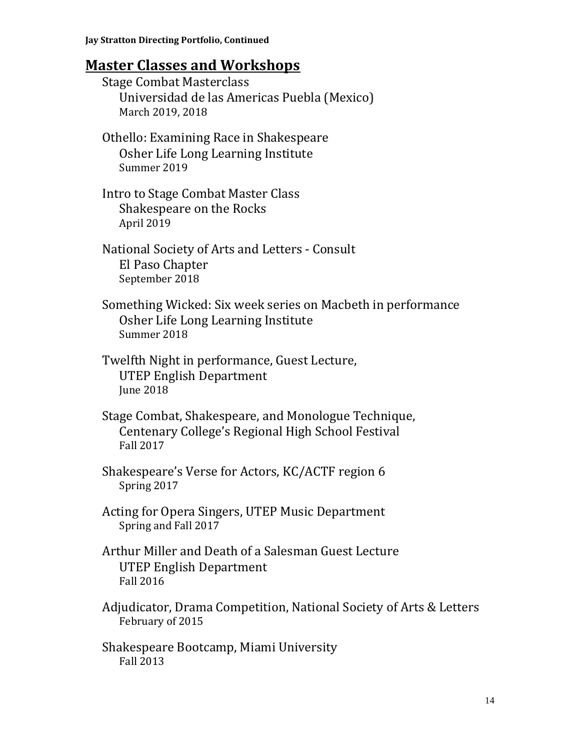## Master Classes and Workshops

Stage Combat Masterclass
Universidad de las Americas Puebla (Mexico)
March 2019, 2018

Othello: Examining Race in Shakespeare
Osher Life Long Learning Institute
Summer 2019

Intro to Stage Combat Master Class
Shakespeare on the Rocks
April 2019

National Society of Arts and Letters - Consult
El Paso Chapter
September 2018

Something Wicked: Six week series on Macbeth in performance
Osher Life Long Learning Institute
Summer 2018

Twelfth Night in performance, Guest Lecture,
UTEP English Department
June 2018

Stage Combat, Shakespeare, and Monologue Technique,
Centenary College's Regional High School Festival
Fall 2017

Shakespeare's Verse for Actors, KC/ACTF region 6
Spring 2017

Acting for Opera Singers, UTEP Music Department
Spring and Fall 2017

Arthur Miller and Death of a Salesman Guest Lecture
UTEP English Department
Fall 2016

Adjudicator, Drama Competition, National Society of Arts & Letters
February of 2015

Shakespeare Bootcamp, Miami University
Fall 2013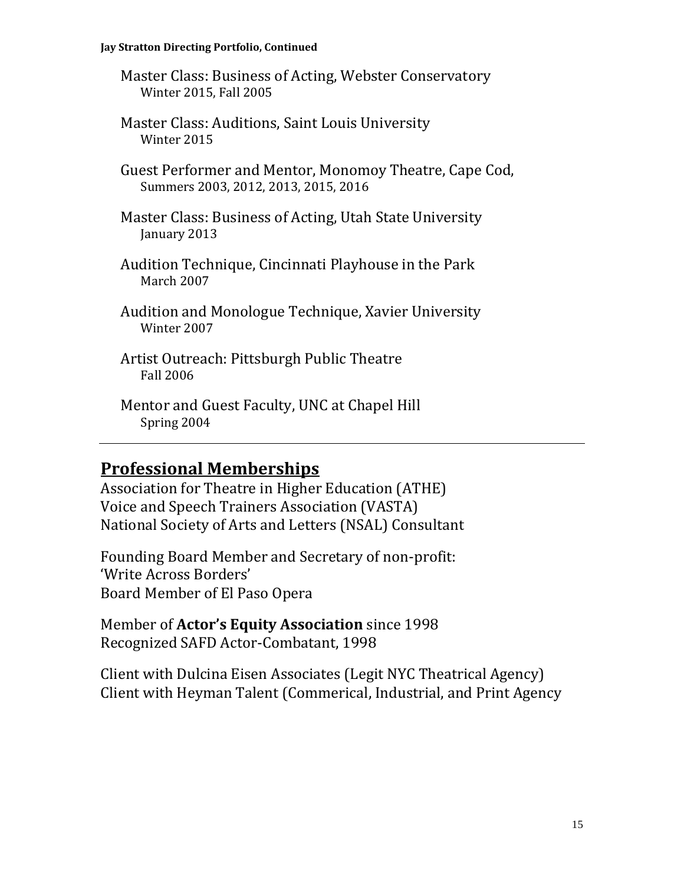Master Class: Business of Acting, Webster Conservatory
Winter 2015, Fall 2005

Master Class: Auditions, Saint Louis University
Winter 2015

Guest Performer and Mentor, Monomoy Theatre, Cape Cod,
Summers 2003, 2012, 2013, 2015, 2016

Master Class: Business of Acting, Utah State University
January 2013

Audition Technique, Cincinnati Playhouse in the Park
March 2007

Audition and Monologue Technique, Xavier University
Winter 2007

Artist Outreach: Pittsburgh Public Theatre
Fall 2006

Mentor and Guest Faculty, UNC at Chapel Hill
Spring 2004

---

## Professional Memberships

Association for Theatre in Higher Education (ATHE)
Voice and Speech Trainers Association (VASTA)
National Society of Arts and Letters (NSAL) Consultant

Founding Board Member and Secretary of non-profit:
'Write Across Borders'
Board Member of El Paso Opera

Member of **Actor's Equity Association** since 1998
Recognized SAFD Actor-Combatant, 1998

Client with Dulcina Eisen Associates (Legit NYC Theatrical Agency)
Client with Heyman Talent (Commerical, Industrial, and Print Agency